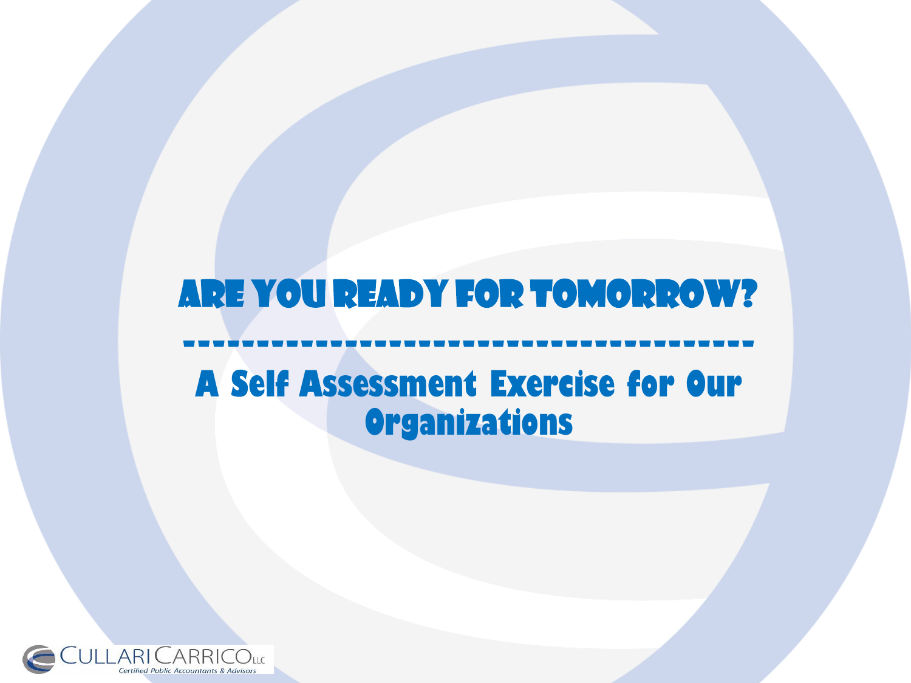# ARE YOU READY FOR TOMORROW?

## A Self Assessment Exercise for Our Organizations

CULLARI CARRICO LLC
Certified Public Accountants & Advisors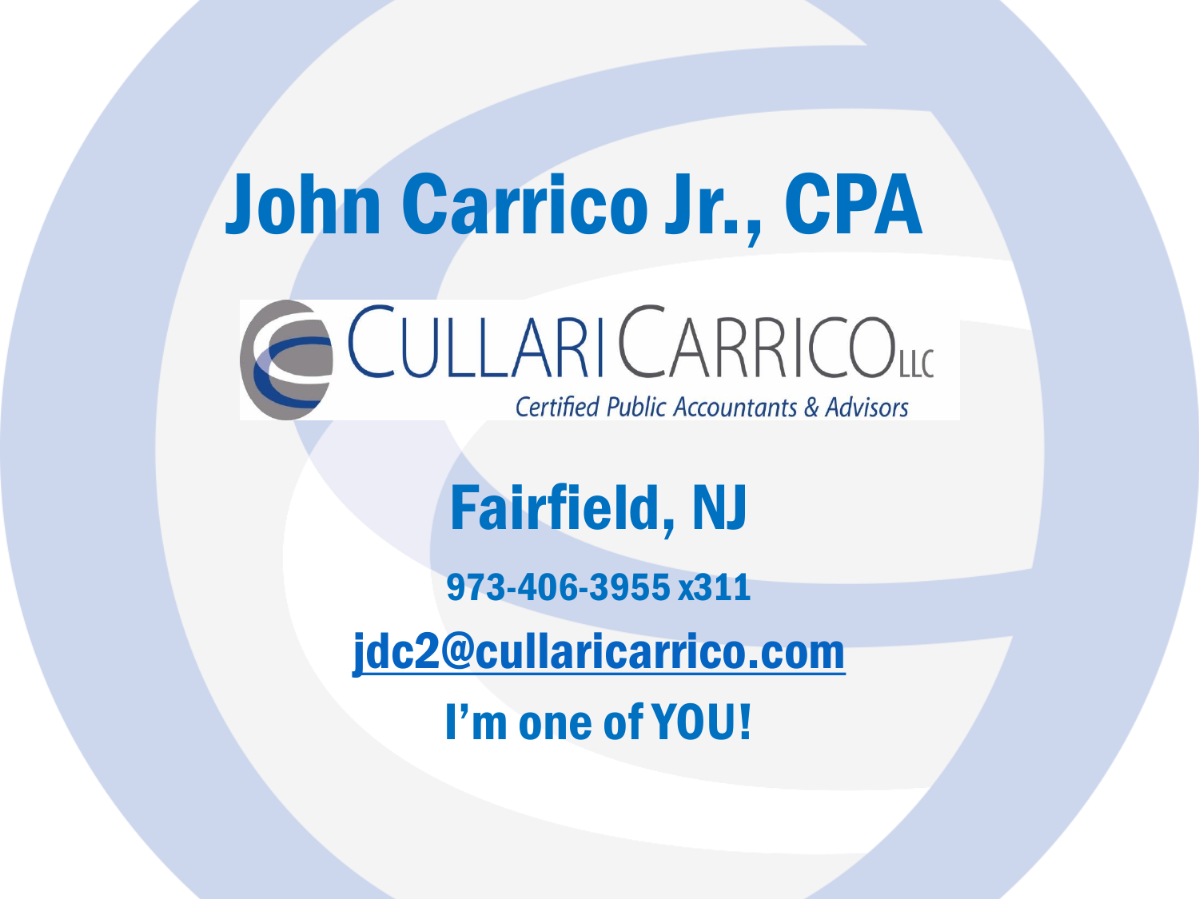# John Carrico Jr., CPA

CULLARI CARRICO LLC

*Certified Public Accountants & Advisors*

## Fairfield, NJ

973-406-3955 x311

jdc2@cullaricarrico.com

**I'm one of YOU!**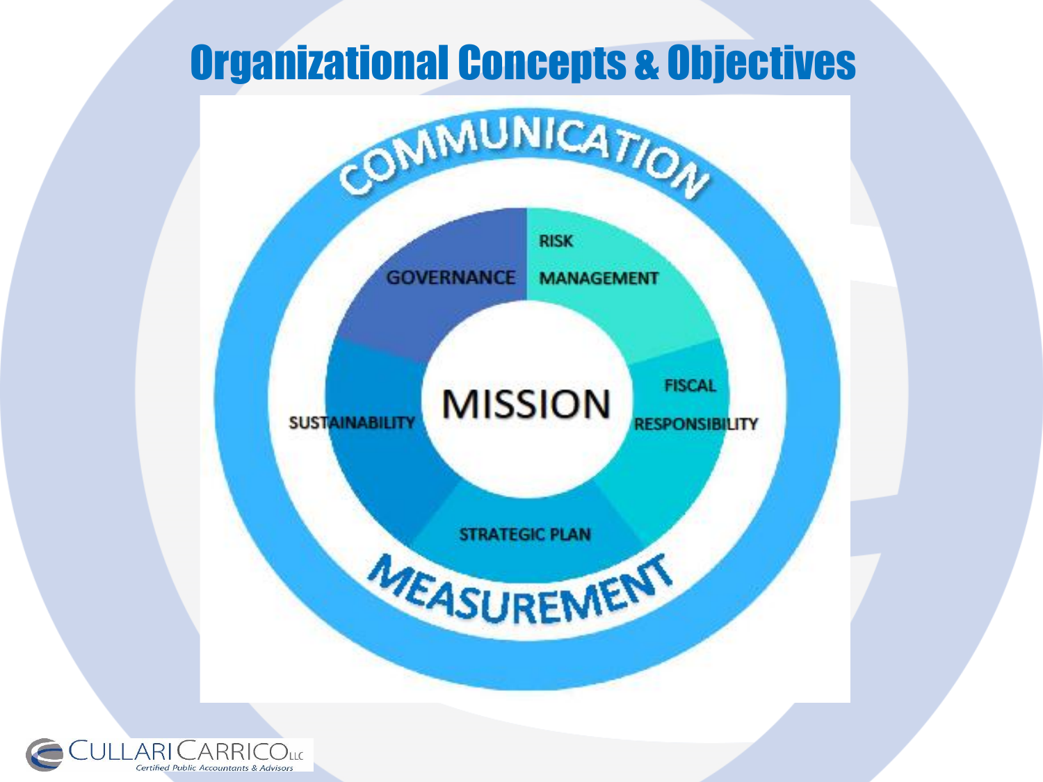# Organizational Concepts & Objectives

COMMUNICATION

GOVERNANCE

RISK MANAGEMENT

FISCAL RESPONSIBILITY

MISSION

SUSTAINABILITY

STRATEGIC PLAN

MEASUREMENT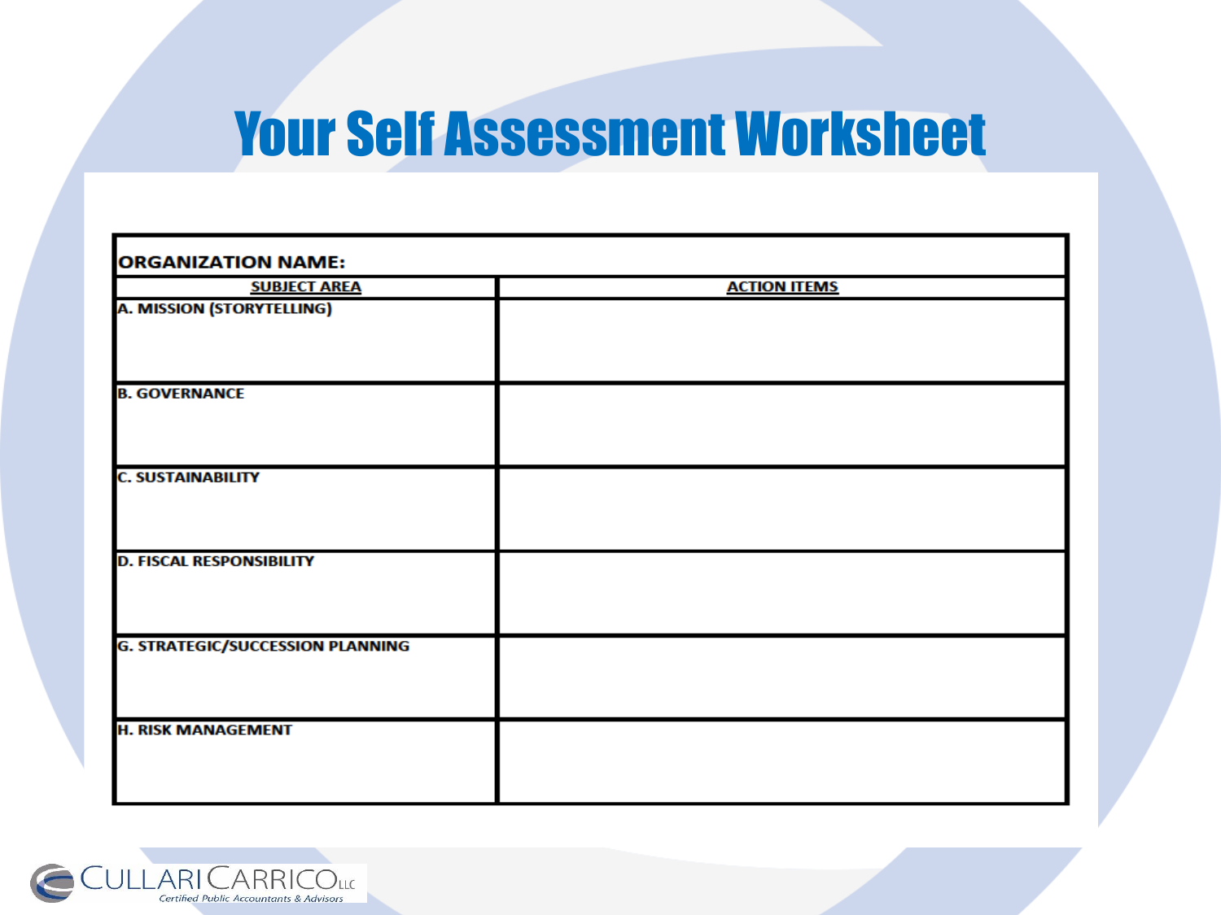# Your Self Assessment Worksheet

| ORGANIZATION NAME: | |
|---|---|
| **SUBJECT AREA** | **ACTION ITEMS** |
| **A. MISSION (STORYTELLING)** | |
| **B. GOVERNANCE** | |
| **C. SUSTAINABILITY** | |
| **D. FISCAL RESPONSIBILITY** | |
| **G. STRATEGIC/SUCCESSION PLANNING** | |
| **H. RISK MANAGEMENT** | |

CULLARI CARRICO LLC
*Certified Public Accountants & Advisors*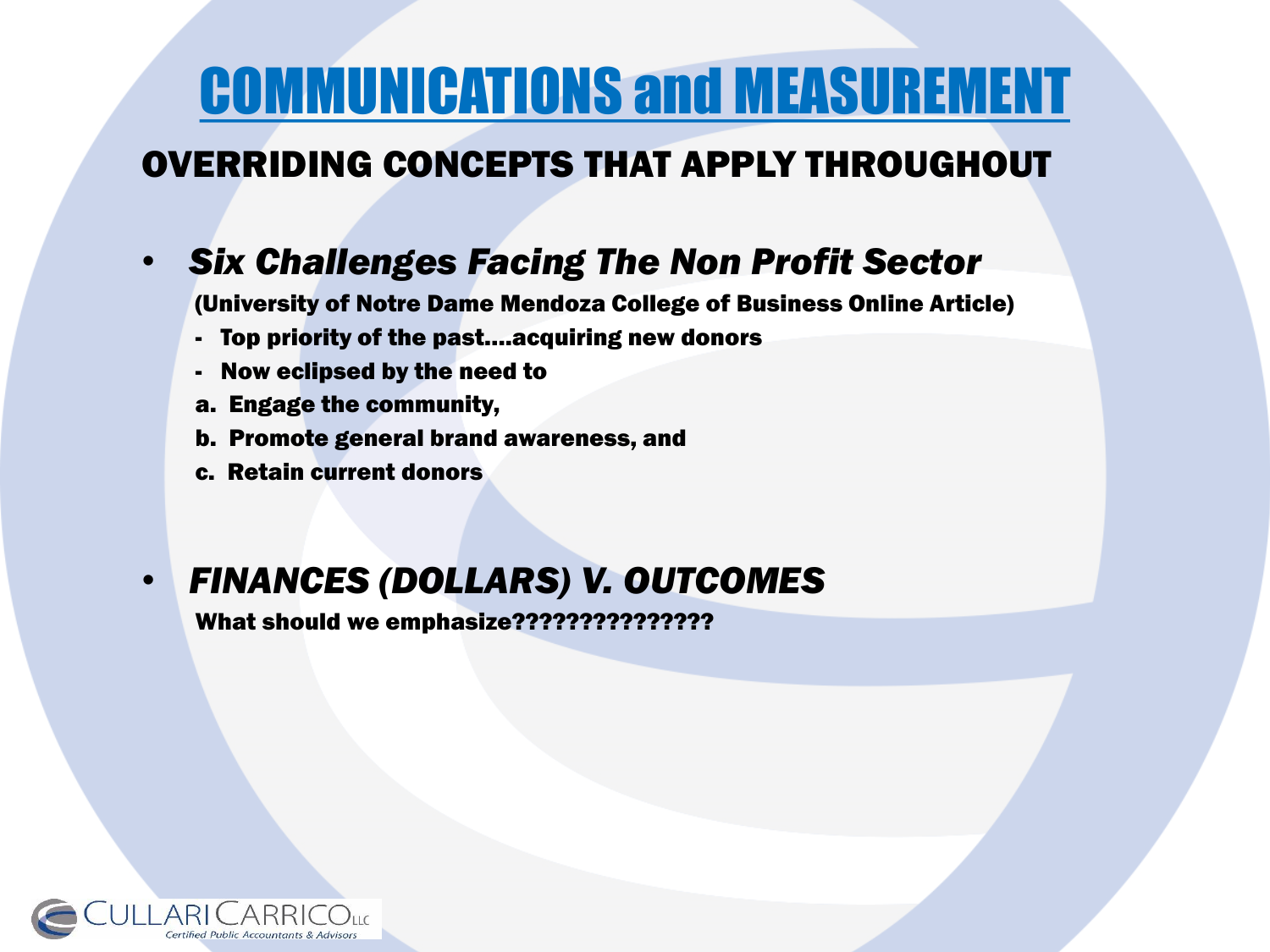# COMMUNICATIONS and MEASUREMENT

## OVERRIDING CONCEPTS THAT APPLY THROUGHOUT

- ***Six Challenges Facing The Non Profit Sector***

  **(University of Notre Dame Mendoza College of Business Online Article)**

  - **Top priority of the past….acquiring new donors**
  - **Now eclipsed by the need to**

  **a. Engage the community,**

  **b. Promote general brand awareness, and**

  **c. Retain current donors**

- ***FINANCES (DOLLARS) V. OUTCOMES***

  **What should we emphasize???????????????**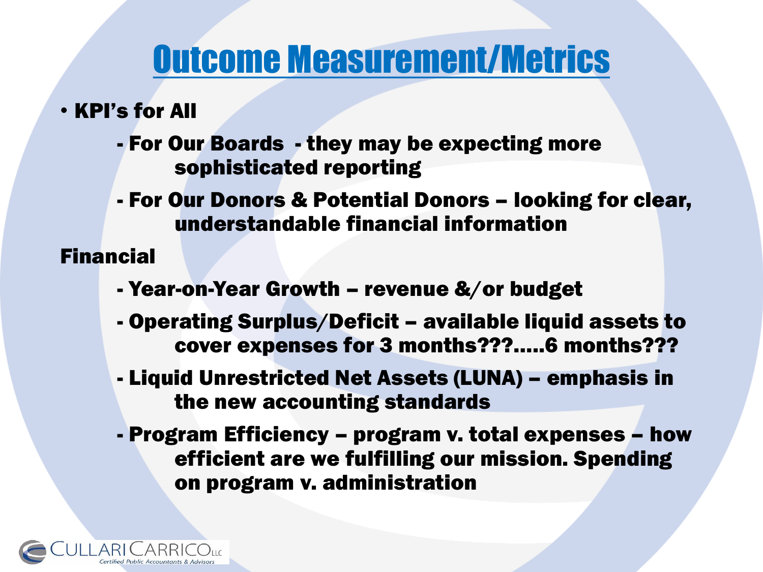# Outcome Measurement/Metrics

- **KPI's for All**
  - **For Our Boards - they may be expecting more sophisticated reporting**
  - **For Our Donors & Potential Donors – looking for clear, understandable financial information**

**Financial**

- **Year-on-Year Growth – revenue &/or budget**
- **Operating Surplus/Deficit – available liquid assets to cover expenses for 3 months???.....6 months???**
- **Liquid Unrestricted Net Assets (LUNA) – emphasis in the new accounting standards**
- **Program Efficiency – program v. total expenses – how efficient are we fulfilling our mission. Spending on program v. administration**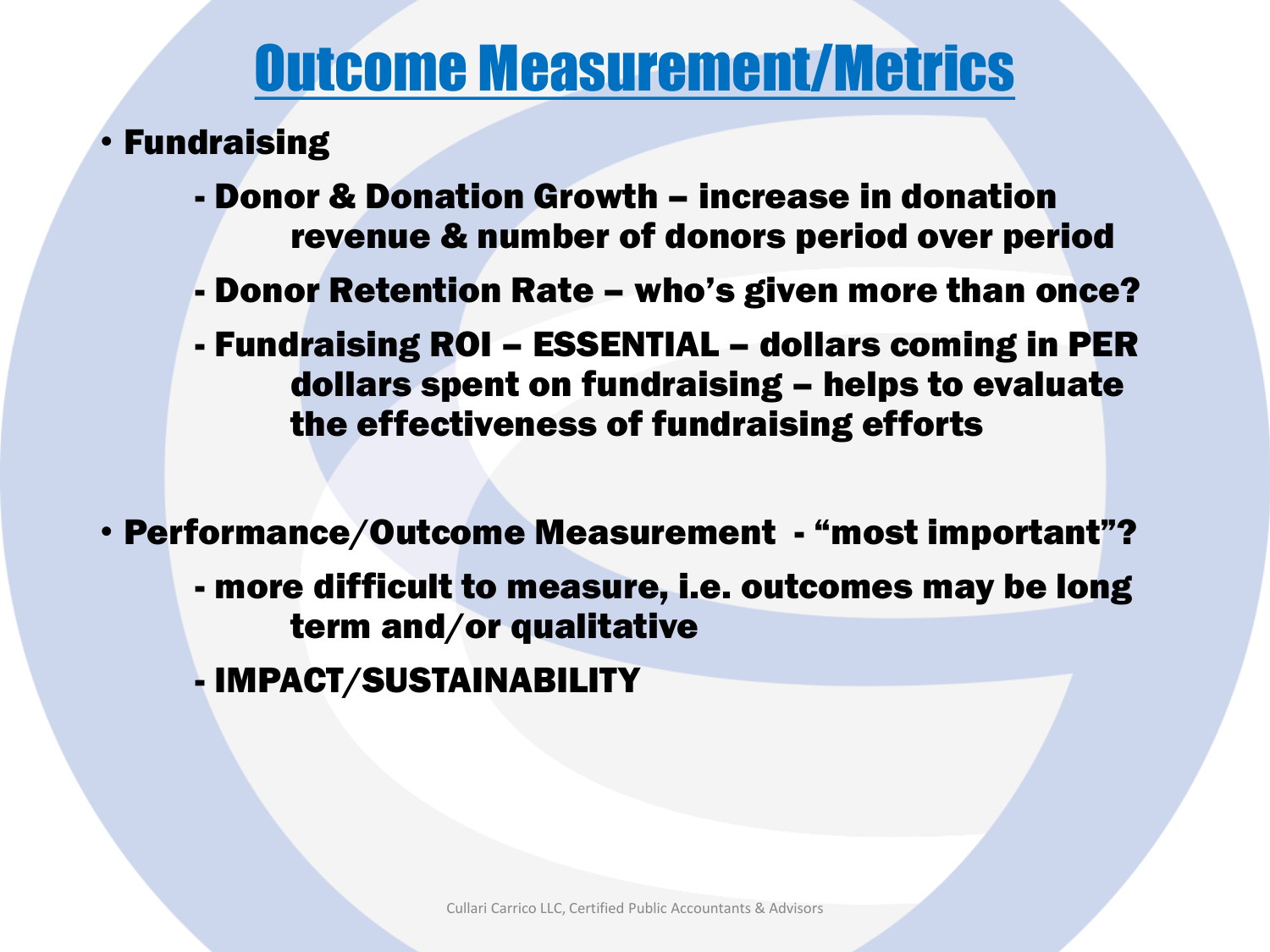# Outcome Measurement/Metrics

- **Fundraising**
  - **- Donor & Donation Growth – increase in donation revenue & number of donors period over period**
  - **- Donor Retention Rate – who's given more than once?**
  - **- Fundraising ROI – ESSENTIAL – dollars coming in PER dollars spent on fundraising – helps to evaluate the effectiveness of fundraising efforts**

- **Performance/Outcome Measurement - "most important"?**
  - **- more difficult to measure, i.e. outcomes may be long term and/or qualitative**
  - **- IMPACT/SUSTAINABILITY**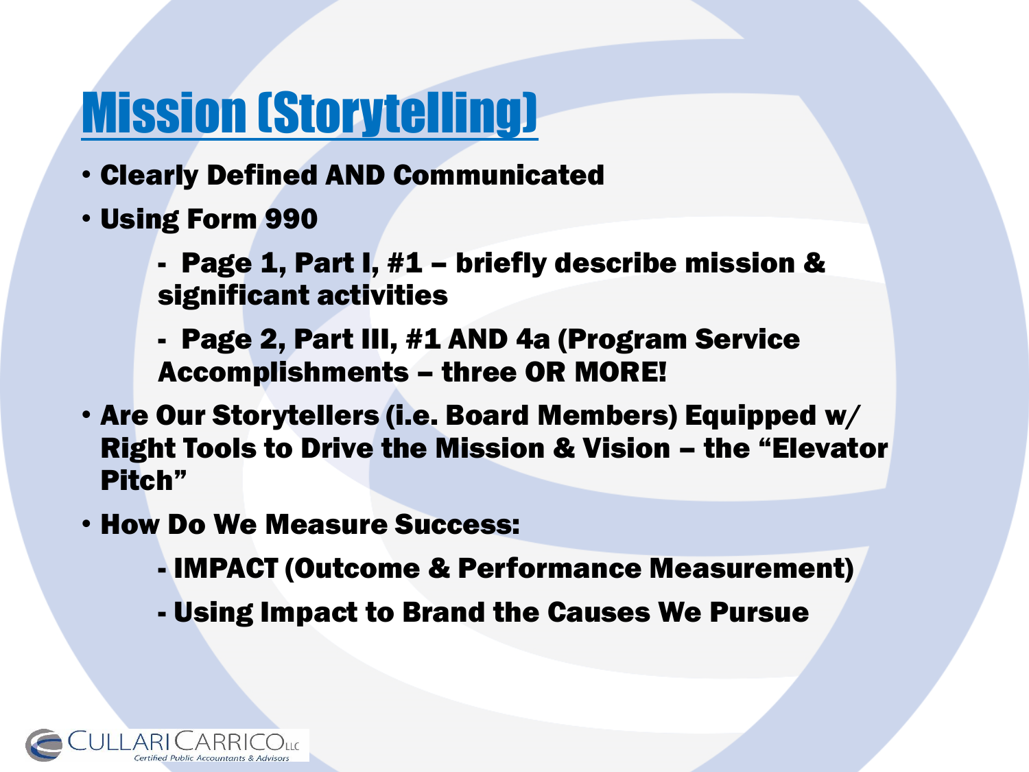# Mission (Storytelling)

- **Clearly Defined AND Communicated**
- **Using Form 990**
  - **Page 1, Part I, #1 – briefly describe mission & significant activities**
  - **Page 2, Part III, #1 AND 4a (Program Service Accomplishments – three OR MORE!**
- **Are Our Storytellers (i.e. Board Members) Equipped w/ Right Tools to Drive the Mission & Vision – the "Elevator Pitch"**
- **How Do We Measure Success:**
  - **IMPACT (Outcome & Performance Measurement)**
  - **Using Impact to Brand the Causes We Pursue**

CULLARI CARRICO LLC
Certified Public Accountants & Advisors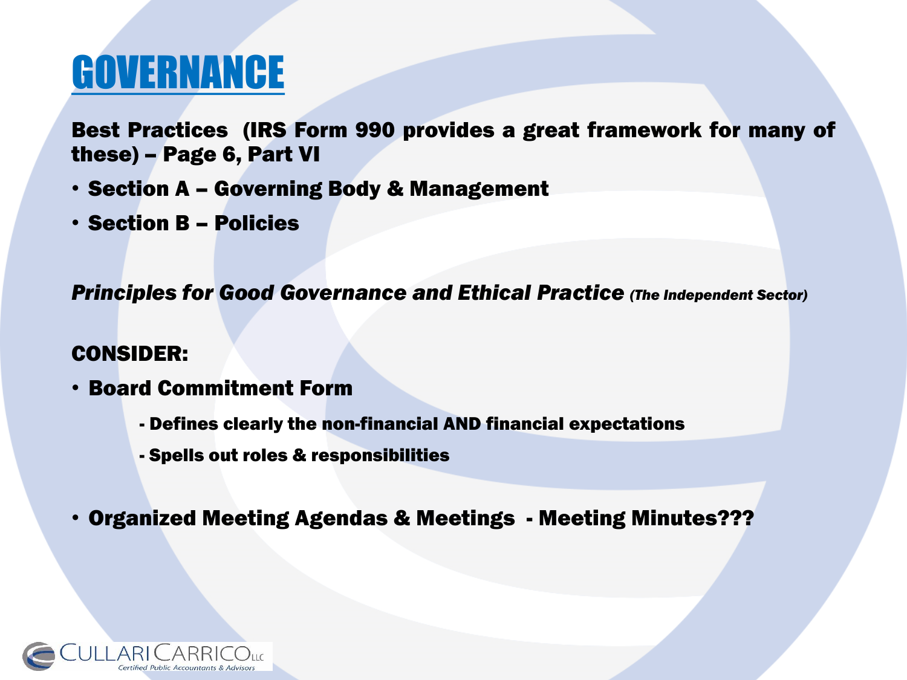# GOVERNANCE

**Best Practices (IRS Form 990 provides a great framework for many of these) – Page 6, Part VI**

- **Section A – Governing Body & Management**
- **Section B – Policies**

***Principles for Good Governance and Ethical Practice*** ***(The Independent Sector)***

**CONSIDER:**

- **Board Commitment Form**
  - **Defines clearly the non-financial AND financial expectations**
  - **Spells out roles & responsibilities**

- **Organized Meeting Agendas & Meetings - Meeting Minutes???**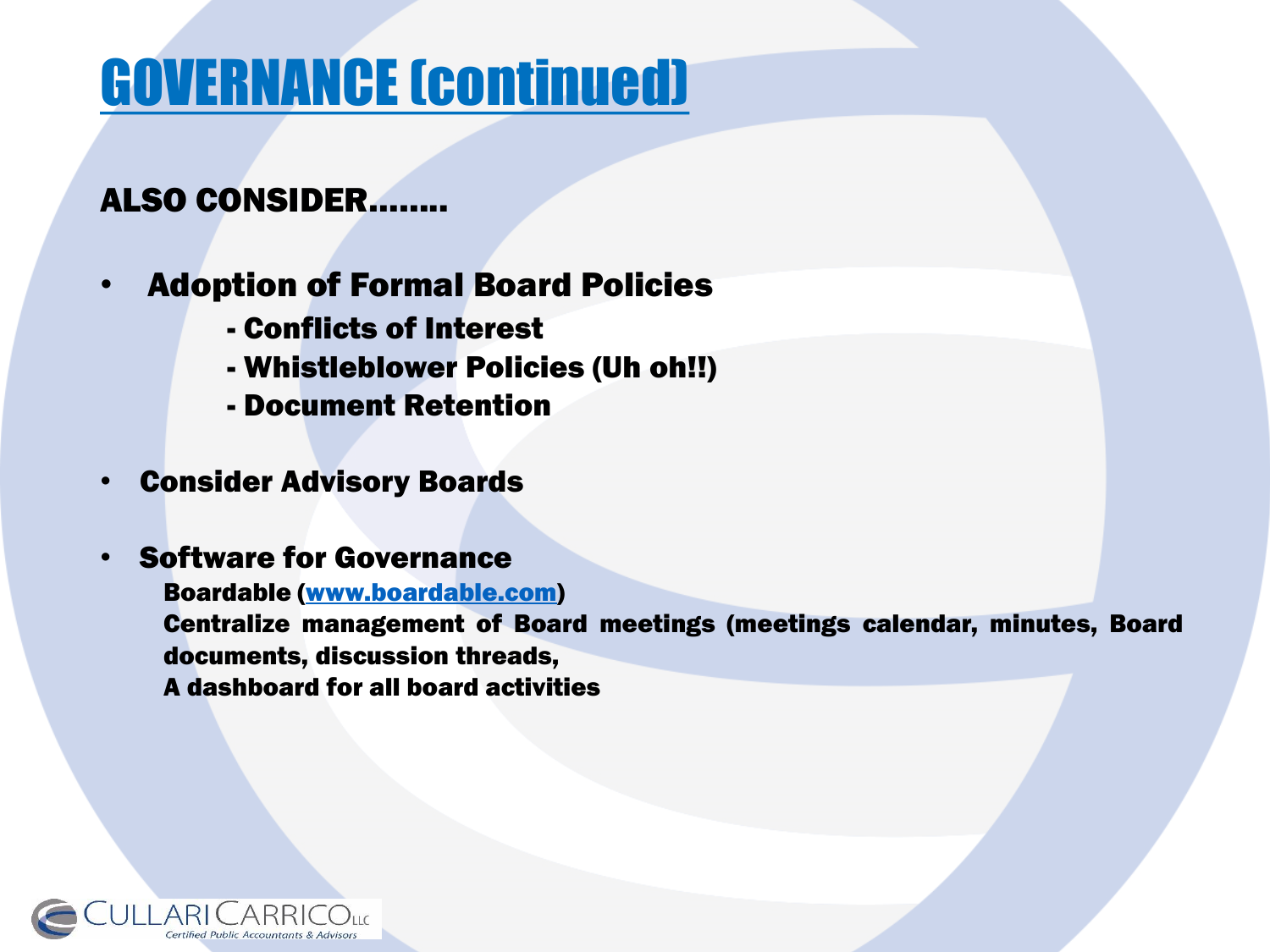# GOVERNANCE (continued)

**ALSO CONSIDER........**

- **Adoption of Formal Board Policies**
  - **- Conflicts of Interest**
  - **- Whistleblower Policies (Uh oh!!)**
  - **- Document Retention**

- **Consider Advisory Boards**

- **Software for Governance**

  **Boardable ([www.boardable.com](http://www.boardable.com))**

  **Centralize management of Board meetings (meetings calendar, minutes, Board documents, discussion threads,**

  **A dashboard for all board activities**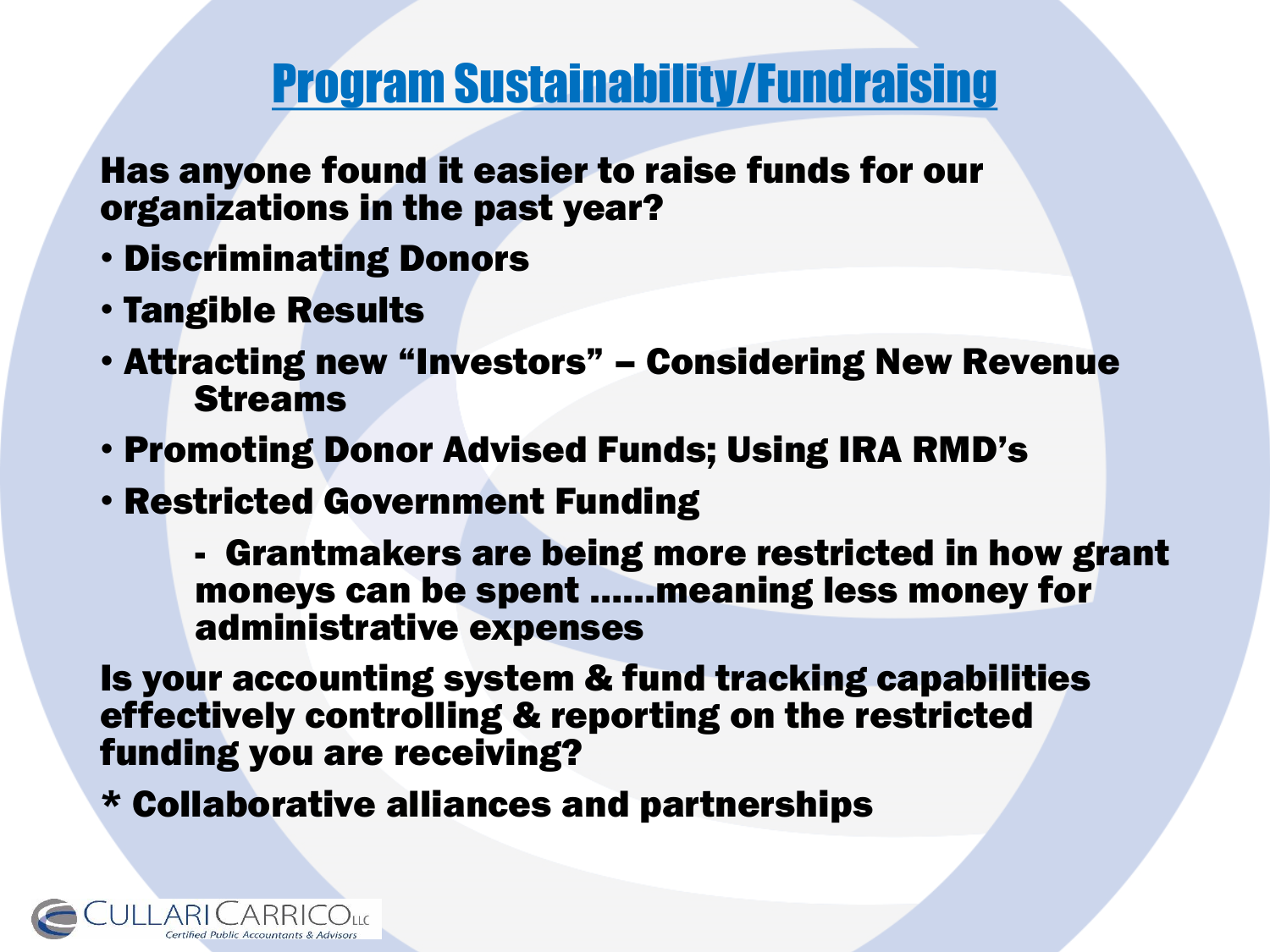# Program Sustainability/Fundraising

**Has anyone found it easier to raise funds for our organizations in the past year?**

- **Discriminating Donors**
- **Tangible Results**
- **Attracting new "Investors" – Considering New Revenue Streams**
- **Promoting Donor Advised Funds; Using IRA RMD's**
- **Restricted Government Funding**
  - **Grantmakers are being more restricted in how grant moneys can be spent ……meaning less money for administrative expenses**

**Is your accounting system & fund tracking capabilities effectively controlling & reporting on the restricted funding you are receiving?**

**\* Collaborative alliances and partnerships**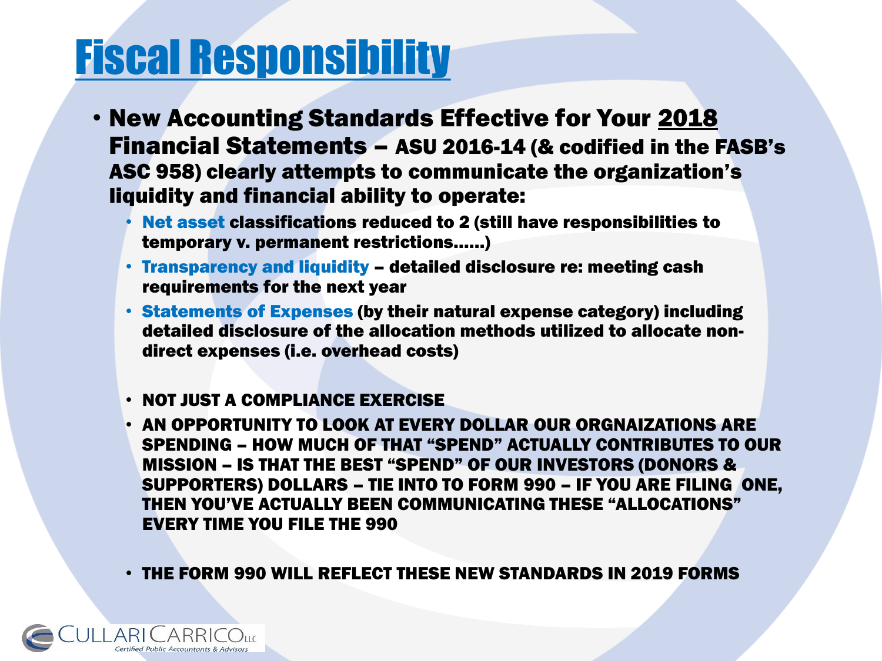# Fiscal Responsibility

- **New Accounting Standards Effective for Your 2018 Financial Statements – ASU 2016-14 (& codified in the FASB's ASC 958) clearly attempts to communicate the organization's liquidity and financial ability to operate:**
  - **Net asset classifications reduced to 2 (still have responsibilities to temporary v. permanent restrictions……)**
  - **Transparency and liquidity – detailed disclosure re: meeting cash requirements for the next year**
  - **Statements of Expenses (by their natural expense category) including detailed disclosure of the allocation methods utilized to allocate non-direct expenses (i.e. overhead costs)**

  - **NOT JUST A COMPLIANCE EXERCISE**
  - **AN OPPORTUNITY TO LOOK AT EVERY DOLLAR OUR ORGNAIZATIONS ARE SPENDING – HOW MUCH OF THAT "SPEND" ACTUALLY CONTRIBUTES TO OUR MISSION – IS THAT THE BEST "SPEND" OF OUR INVESTORS (DONORS & SUPPORTERS) DOLLARS – TIE INTO TO FORM 990 – IF YOU ARE FILING ONE, THEN YOU'VE ACTUALLY BEEN COMMUNICATING THESE "ALLOCATIONS" EVERY TIME YOU FILE THE 990**

  - **THE FORM 990 WILL REFLECT THESE NEW STANDARDS IN 2019 FORMS**

CULLARI CARRICO LLC
Certified Public Accountants & Advisors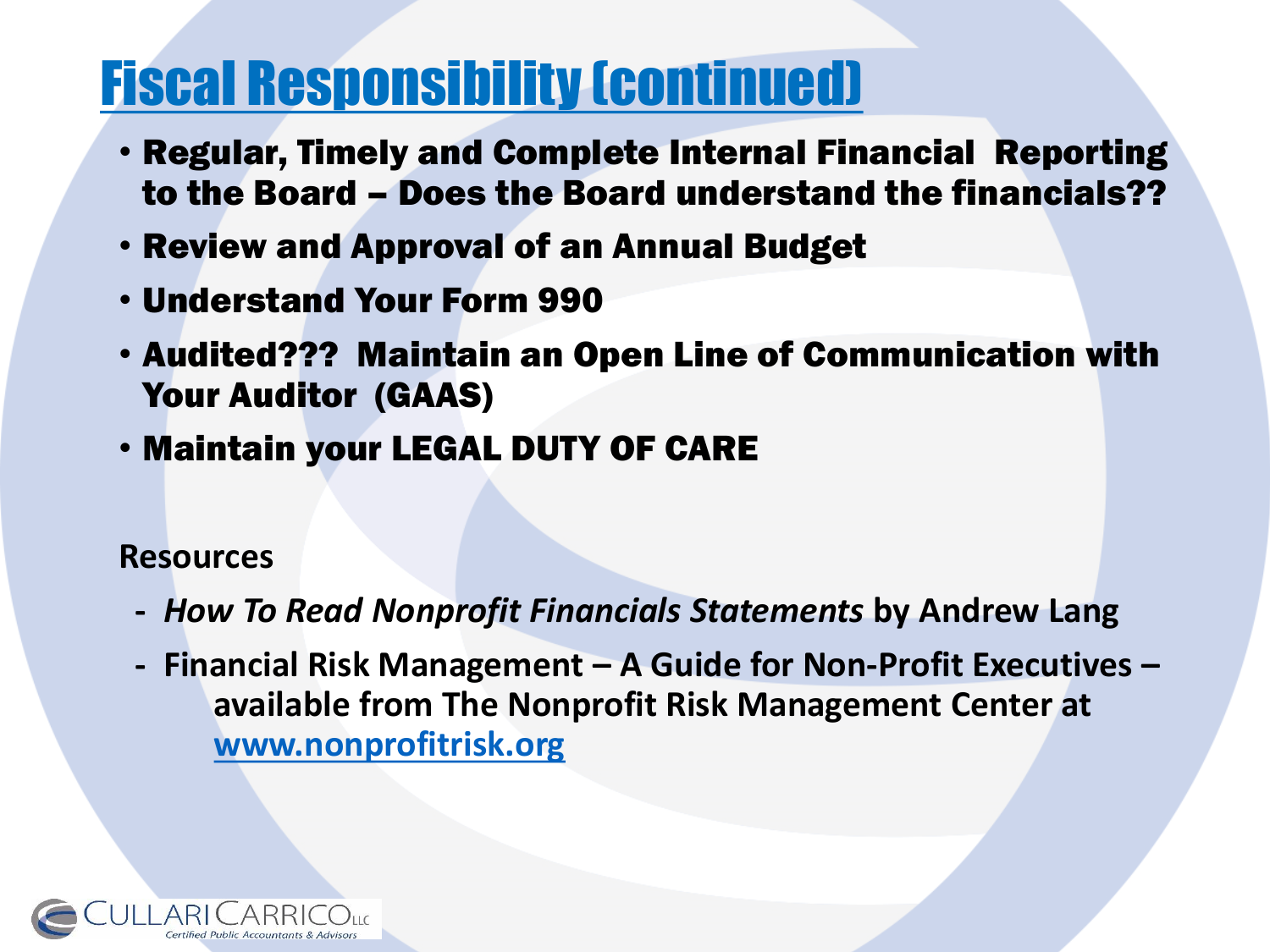# Fiscal Responsibility (continued)

- **Regular, Timely and Complete Internal Financial Reporting to the Board – Does the Board understand the financials??**
- **Review and Approval of an Annual Budget**
- **Understand Your Form 990**
- **Audited??? Maintain an Open Line of Communication with Your Auditor (GAAS)**
- **Maintain your LEGAL DUTY OF CARE**

**Resources**

- ***How To Read Nonprofit Financials Statements* by Andrew Lang**
- **Financial Risk Management – A Guide for Non-Profit Executives – available from The Nonprofit Risk Management Center at [www.nonprofitrisk.org](http://www.nonprofitrisk.org)**

CULLARI CARRICO LLC
Certified Public Accountants & Advisors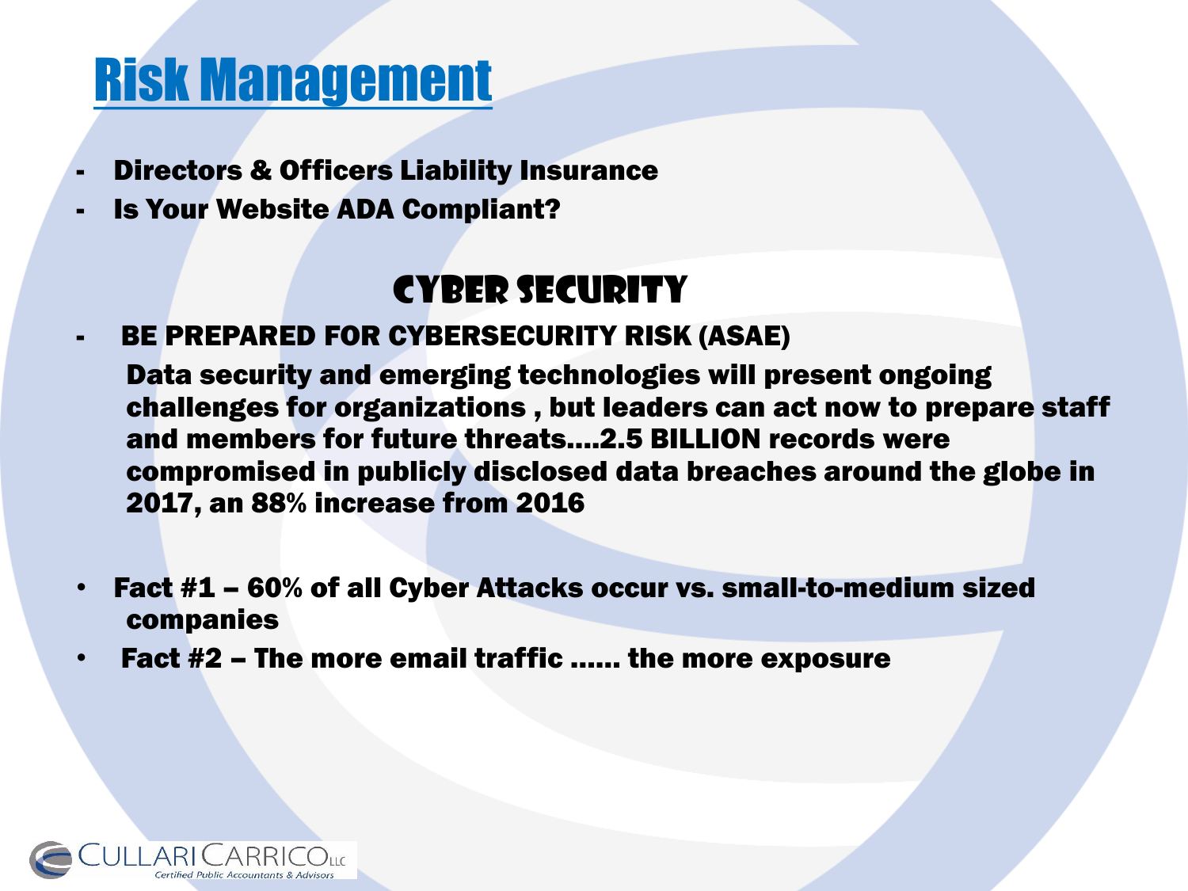# Risk Management

- **Directors & Officers Liability Insurance**
- **Is Your Website ADA Compliant?**

## Cyber Security

- **BE PREPARED FOR CYBERSECURITY RISK (ASAE)**

  **Data security and emerging technologies will present ongoing challenges for organizations , but leaders can act now to prepare staff and members for future threats….2.5 BILLION records were compromised in publicly disclosed data breaches around the globe in 2017, an 88% increase from 2016**

- **Fact #1 – 60% of all Cyber Attacks occur vs. small-to-medium sized companies**
- **Fact #2 – The more email traffic …… the more exposure**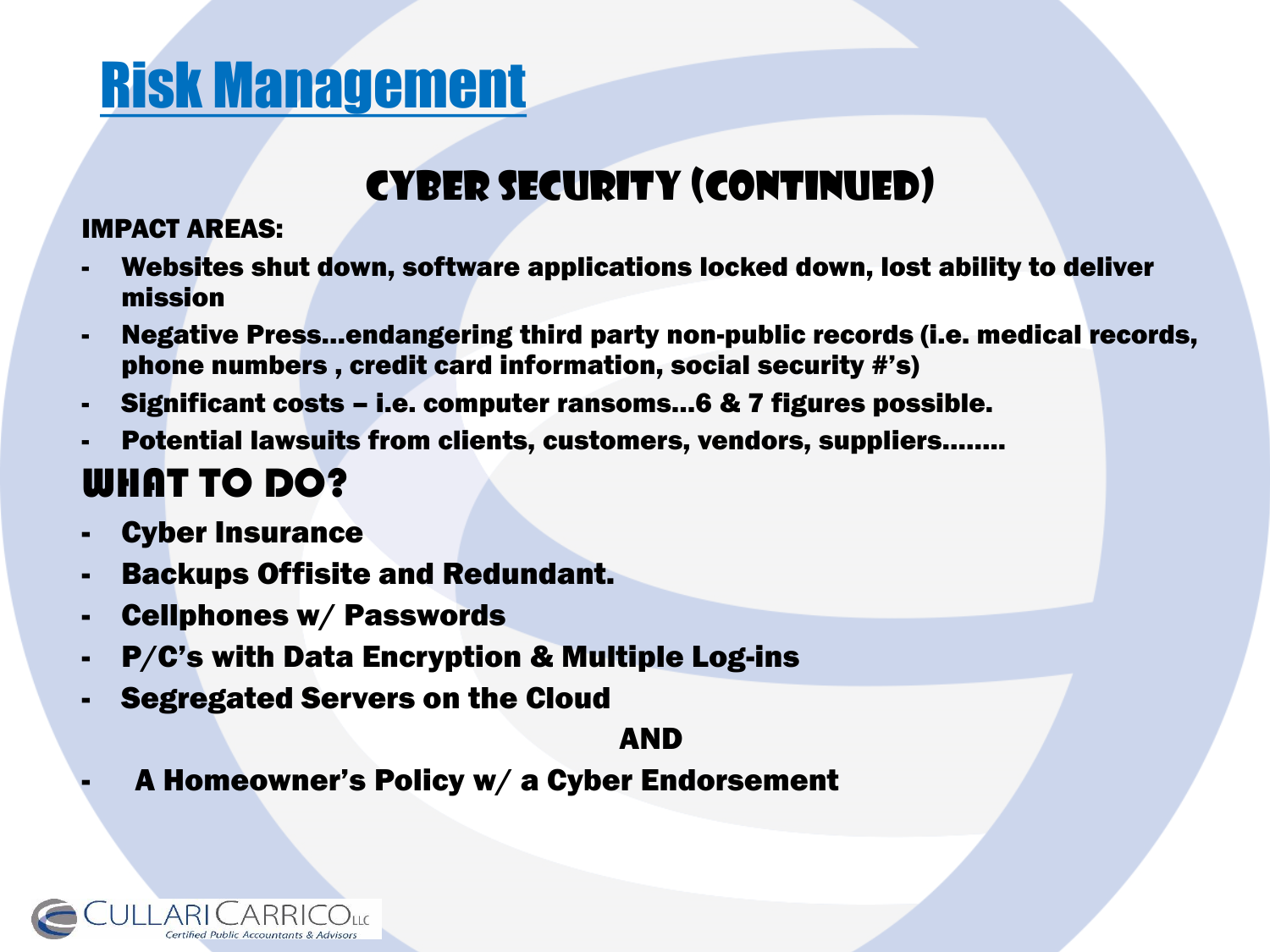# Risk Management

## Cyber Security (continued)

**IMPACT AREAS:**

- **Websites shut down, software applications locked down, lost ability to deliver mission**
- **Negative Press…endangering third party non-public records (i.e. medical records, phone numbers , credit card information, social security #'s)**
- **Significant costs – i.e. computer ransoms…6 & 7 figures possible.**
- **Potential lawsuits from clients, customers, vendors, suppliers……..**

## What to do?

- **Cyber Insurance**
- **Backups Offisite and Redundant.**
- **Cellphones w/ Passwords**
- **P/C's with Data Encryption & Multiple Log-ins**
- **Segregated Servers on the Cloud**

**AND**

- **A Homeowner's Policy w/ a Cyber Endorsement**

CULLARI CARRICO LLC
Certified Public Accountants & Advisors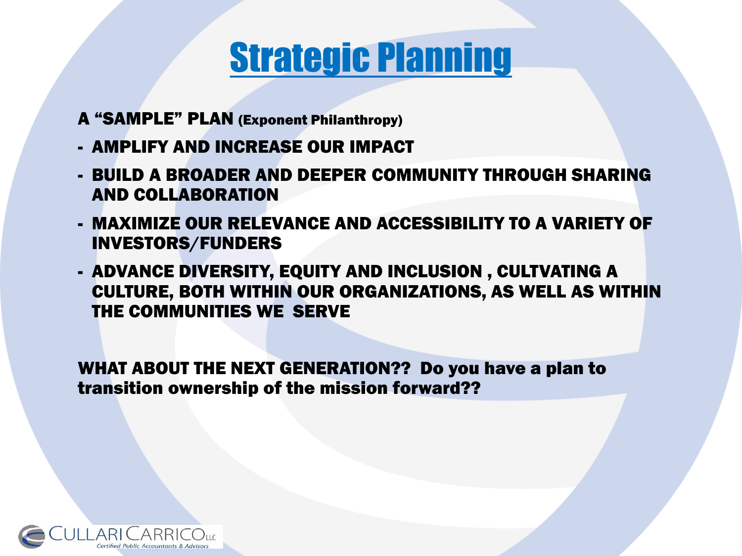# Strategic Planning

**A "SAMPLE" PLAN (Exponent Philanthropy)**

- **AMPLIFY AND INCREASE OUR IMPACT**
- **BUILD A BROADER AND DEEPER COMMUNITY THROUGH SHARING AND COLLABORATION**
- **MAXIMIZE OUR RELEVANCE AND ACCESSIBILITY TO A VARIETY OF INVESTORS/FUNDERS**
- **ADVANCE DIVERSITY, EQUITY AND INCLUSION , CULTVATING A CULTURE, BOTH WITHIN OUR ORGANIZATIONS, AS WELL AS WITHIN THE COMMUNITIES WE SERVE**

**WHAT ABOUT THE NEXT GENERATION?? Do you have a plan to transition ownership of the mission forward??**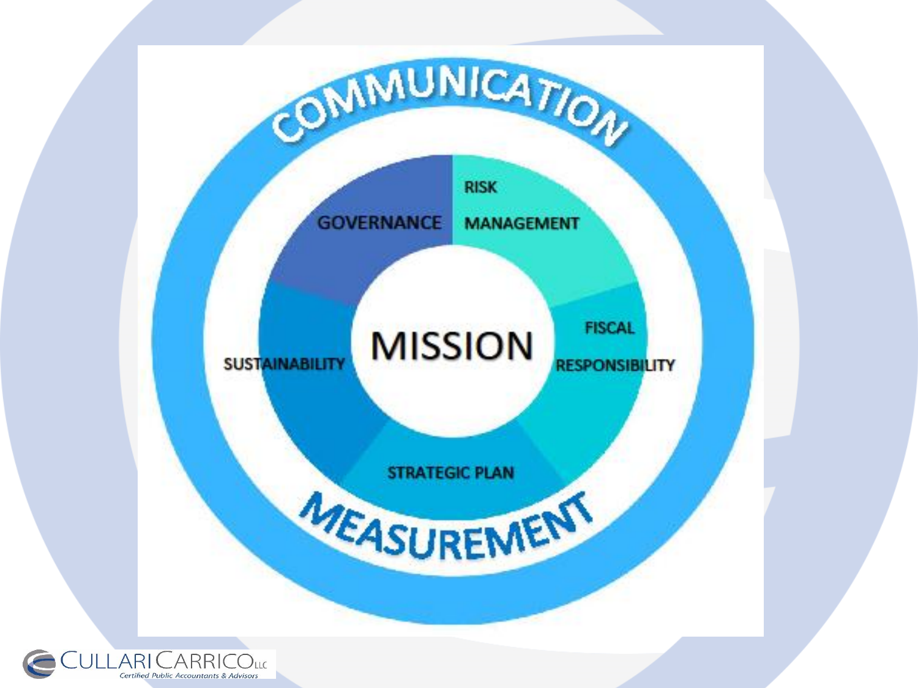COMMUNICATION

GOVERNANCE

RISK MANAGEMENT

FISCAL RESPONSIBILITY

STRATEGIC PLAN

SUSTAINABILITY

MISSION

MEASUREMENT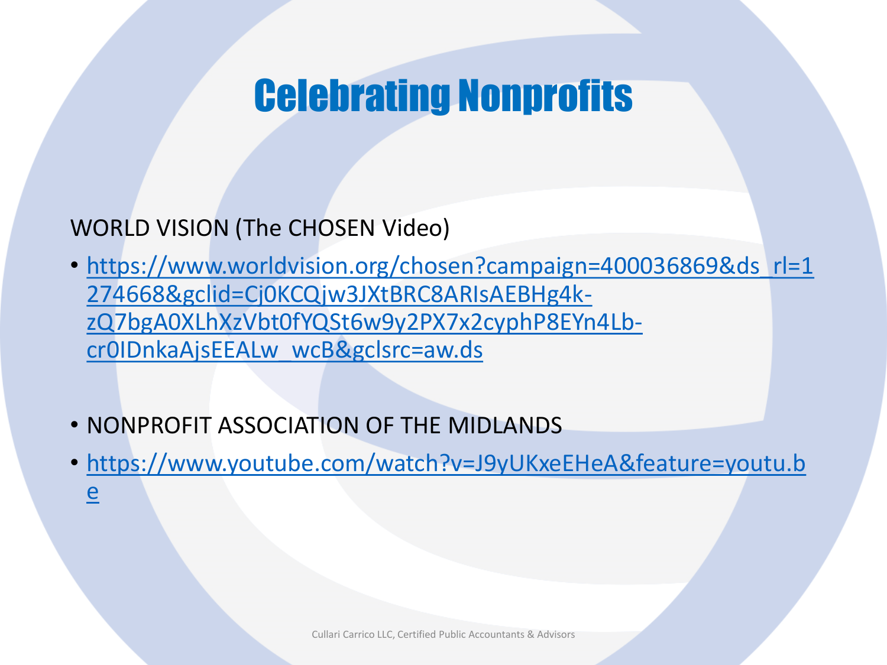# Celebrating Nonprofits

WORLD VISION (The CHOSEN Video)

- https://www.worldvision.org/chosen?campaign=400036869&ds_rl=1274668&gclid=Cj0KCQjw3JXtBRC8ARIsAEBHg4k-zQ7bgA0XLhXzVbt0fYQSt6w9y2PX7x2cyphP8EYn4Lb-cr0IDnkaAjsEEALw_wcB&gclsrc=aw.ds

- NONPROFIT ASSOCIATION OF THE MIDLANDS
- https://www.youtube.com/watch?v=J9yUKxeEHeA&feature=youtu.be

Cullari Carrico LLC, Certified Public Accountants & Advisors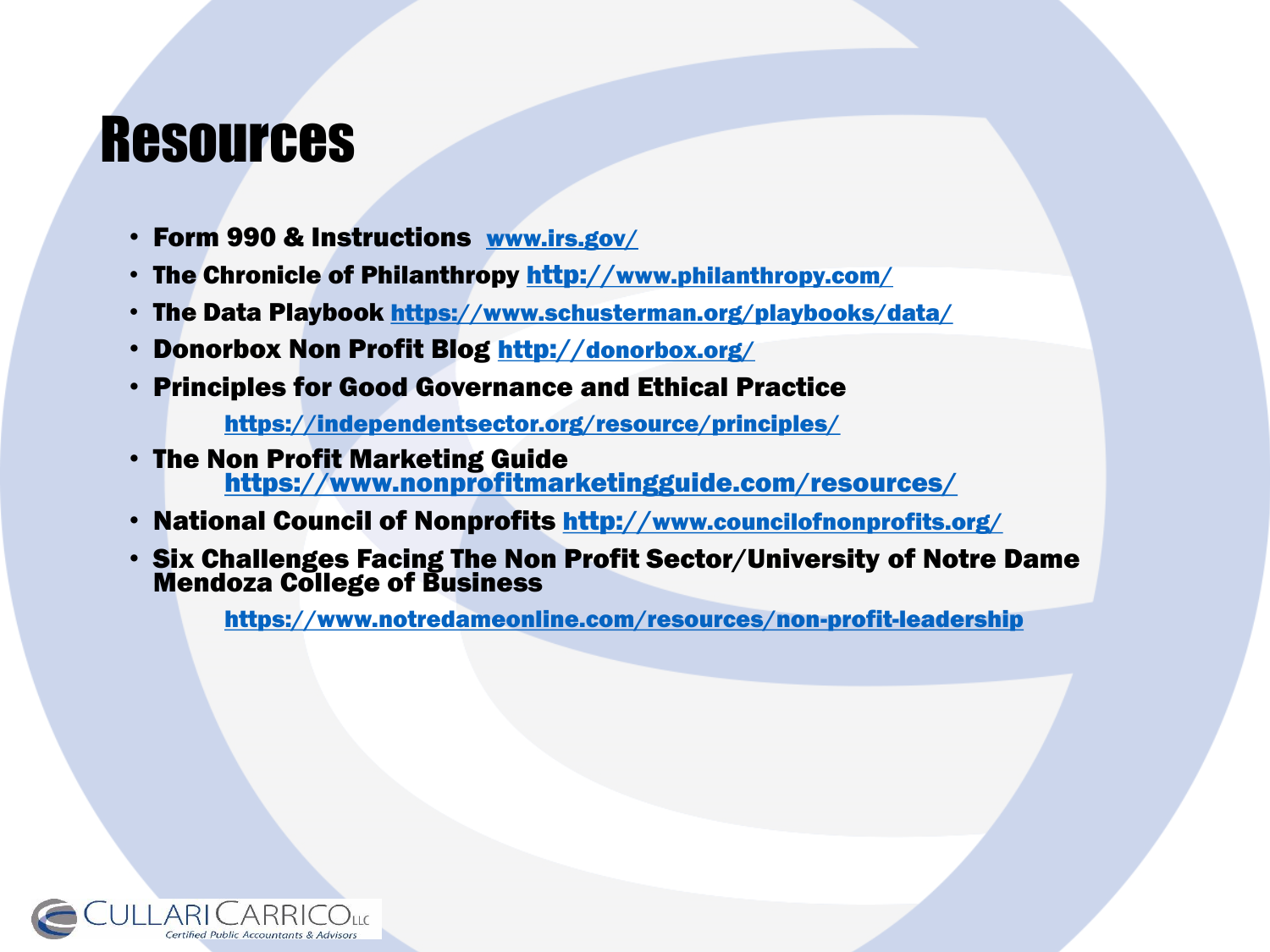# Resources

- **Form 990 & Instructions** www.irs.gov/
- **The Chronicle of Philanthropy** http://www.philanthropy.com/
- **The Data Playbook** https://www.schusterman.org/playbooks/data/
- **Donorbox Non Profit Blog** http://donorbox.org/
- **Principles for Good Governance and Ethical Practice**

  https://independentsector.org/resource/principles/
- **The Non Profit Marketing Guide**

  https://www.nonprofitmarketingguide.com/resources/
- **National Council of Nonprofits** http://www.councilofnonprofits.org/
- **Six Challenges Facing The Non Profit Sector/University of Notre Dame Mendoza College of Business**

  https://www.notredameonline.com/resources/non-profit-leadership